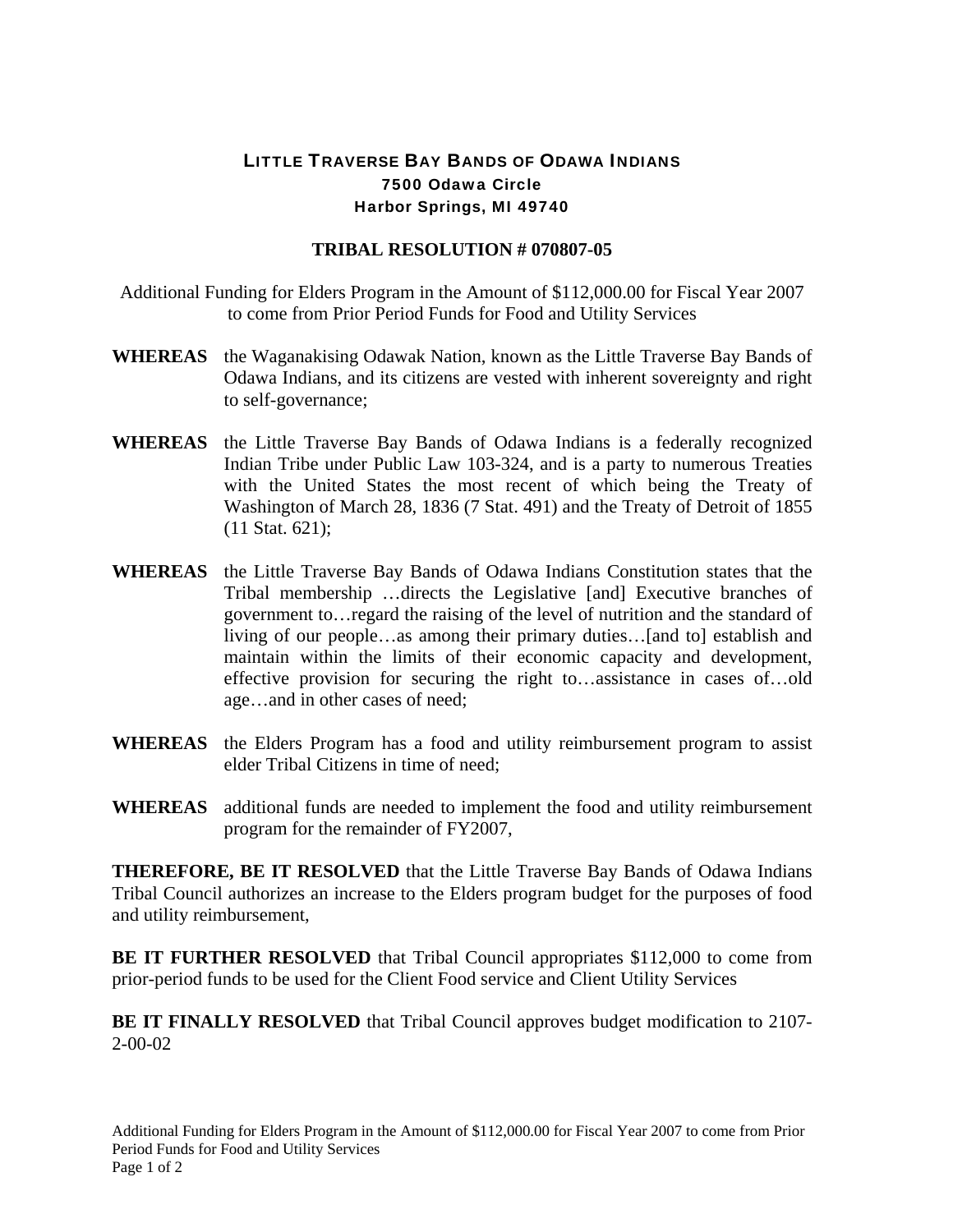# LITTLE TRAVERSE BAY BANDS OF ODAWA INDIANS
**7500 Odawa Circle**
**Harbor Springs, MI 49740**

## TRIBAL RESOLUTION # 070807-05

Additional Funding for Elders Program in the Amount of $112,000.00 for Fiscal Year 2007 to come from Prior Period Funds for Food and Utility Services

**WHEREAS** the Waganakising Odawak Nation, known as the Little Traverse Bay Bands of Odawa Indians, and its citizens are vested with inherent sovereignty and right to self-governance;

**WHEREAS** the Little Traverse Bay Bands of Odawa Indians is a federally recognized Indian Tribe under Public Law 103-324, and is a party to numerous Treaties with the United States the most recent of which being the Treaty of Washington of March 28, 1836 (7 Stat. 491) and the Treaty of Detroit of 1855 (11 Stat. 621);

**WHEREAS** the Little Traverse Bay Bands of Odawa Indians Constitution states that the Tribal membership …directs the Legislative [and] Executive branches of government to…regard the raising of the level of nutrition and the standard of living of our people…as among their primary duties…[and to] establish and maintain within the limits of their economic capacity and development, effective provision for securing the right to…assistance in cases of…old age…and in other cases of need;

**WHEREAS** the Elders Program has a food and utility reimbursement program to assist elder Tribal Citizens in time of need;

**WHEREAS** additional funds are needed to implement the food and utility reimbursement program for the remainder of FY2007,

**THEREFORE, BE IT RESOLVED** that the Little Traverse Bay Bands of Odawa Indians Tribal Council authorizes an increase to the Elders program budget for the purposes of food and utility reimbursement,

**BE IT FURTHER RESOLVED** that Tribal Council appropriates $112,000 to come from prior-period funds to be used for the Client Food service and Client Utility Services

**BE IT FINALLY RESOLVED** that Tribal Council approves budget modification to 2107-2-00-02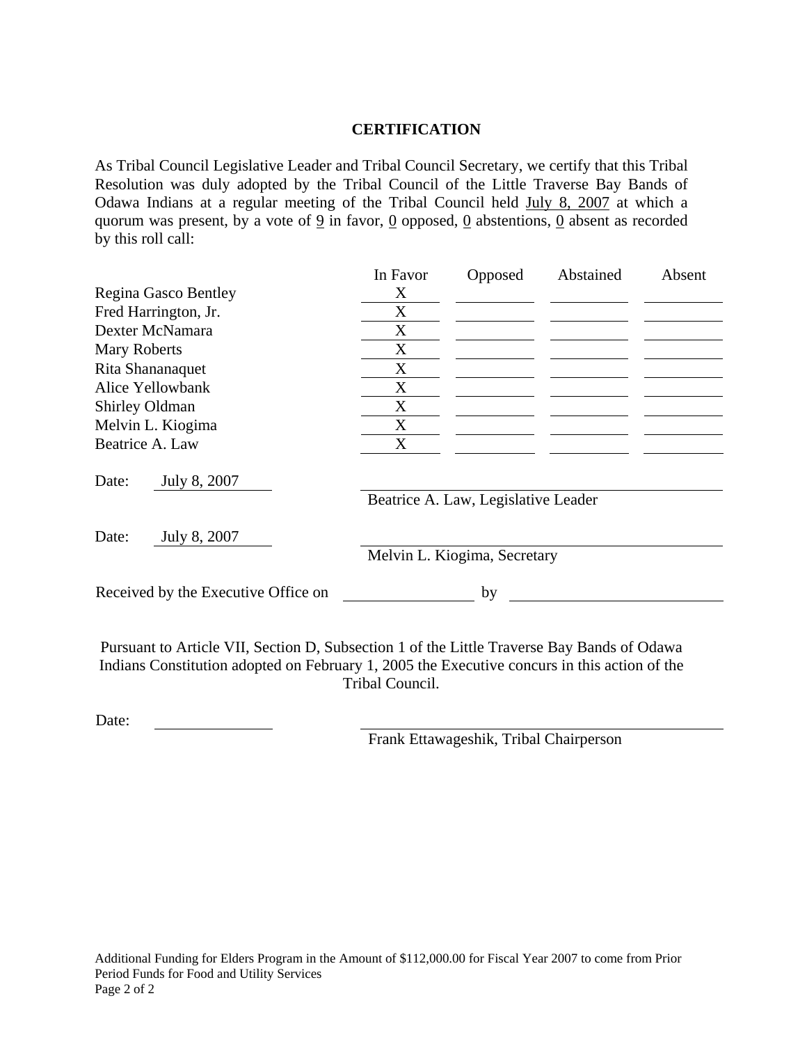**CERTIFICATION**

As Tribal Council Legislative Leader and Tribal Council Secretary, we certify that this Tribal Resolution was duly adopted by the Tribal Council of the Little Traverse Bay Bands of Odawa Indians at a regular meeting of the Tribal Council held July 8, 2007 at which a quorum was present, by a vote of 9 in favor, 0 opposed, 0 abstentions, 0 absent as recorded by this roll call:

| | In Favor | Opposed | Abstained | Absent |
|---|---|---|---|---|
| Regina Gasco Bentley | X | | | |
| Fred Harrington, Jr. | X | | | |
| Dexter McNamara | X | | | |
| Mary Roberts | X | | | |
| Rita Shananaquet | X | | | |
| Alice Yellowbank | X | | | |
| Shirley Oldman | X | | | |
| Melvin L. Kiogima | X | | | |
| Beatrice A. Law | X | | | |

Date: July 8, 2007

\_\_\_\_\_\_\_\_\_\_\_\_\_\_\_\_\_\_\_\_\_\_\_\_\_\_\_\_\_\_
Beatrice A. Law, Legislative Leader

Date: July 8, 2007

\_\_\_\_\_\_\_\_\_\_\_\_\_\_\_\_\_\_\_\_\_\_\_\_\_\_\_\_\_\_
Melvin L. Kiogima, Secretary

Received by the Executive Office on \_\_\_\_\_\_\_\_\_\_\_\_\_\_\_ by \_\_\_\_\_\_\_\_\_\_\_\_\_\_\_\_\_\_\_\_\_\_\_\_\_

Pursuant to Article VII, Section D, Subsection 1 of the Little Traverse Bay Bands of Odawa Indians Constitution adopted on February 1, 2005 the Executive concurs in this action of the Tribal Council.

Date: \_\_\_\_\_\_\_\_\_\_\_\_\_\_\_

\_\_\_\_\_\_\_\_\_\_\_\_\_\_\_\_\_\_\_\_\_\_\_\_\_\_\_\_\_\_
Frank Ettawageshik, Tribal Chairperson

Additional Funding for Elders Program in the Amount of $112,000.00 for Fiscal Year 2007 to come from Prior Period Funds for Food and Utility Services